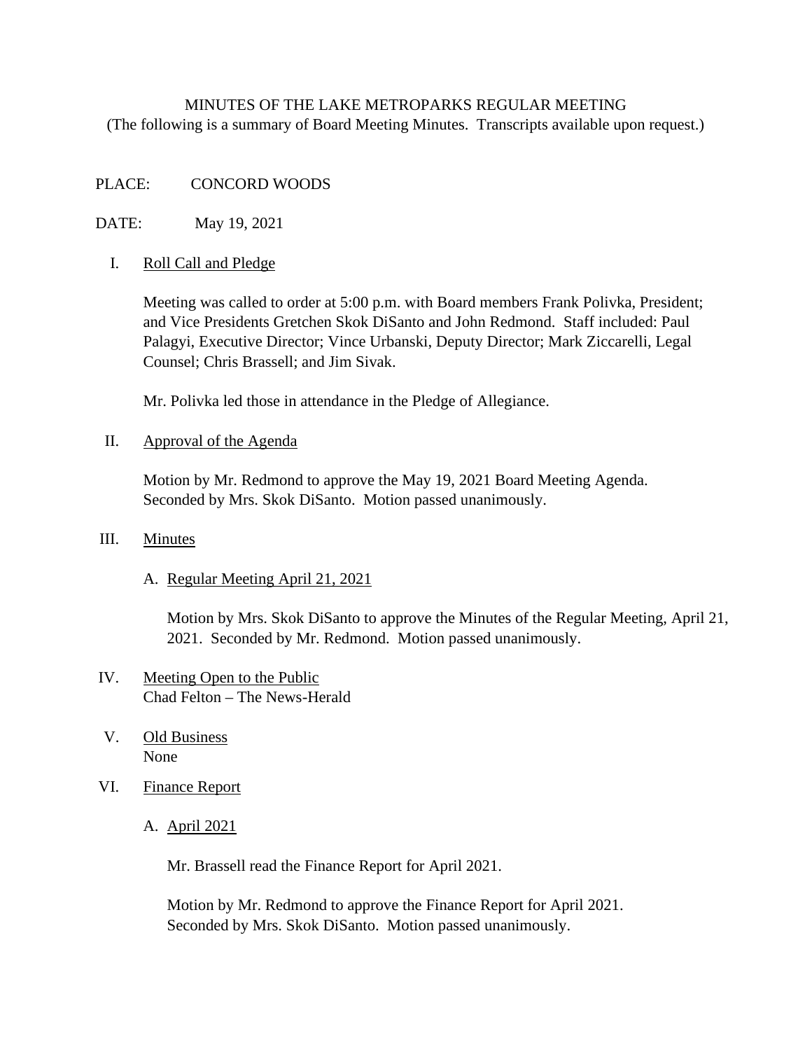# MINUTES OF THE LAKE METROPARKS REGULAR MEETING

(The following is a summary of Board Meeting Minutes. Transcripts available upon request.)

PLACE: CONCORD WOODS

DATE: May 19, 2021

## I. Roll Call and Pledge

Meeting was called to order at 5:00 p.m. with Board members Frank Polivka, President; and Vice Presidents Gretchen Skok DiSanto and John Redmond. Staff included: Paul Palagyi, Executive Director; Vince Urbanski, Deputy Director; Mark Ziccarelli, Legal Counsel; Chris Brassell; and Jim Sivak.

Mr. Polivka led those in attendance in the Pledge of Allegiance.

## II. Approval of the Agenda

Motion by Mr. Redmond to approve the May 19, 2021 Board Meeting Agenda. Seconded by Mrs. Skok DiSanto. Motion passed unanimously.

## III. Minutes

### A. Regular Meeting April 21, 2021

Motion by Mrs. Skok DiSanto to approve the Minutes of the Regular Meeting, April 21, 2021. Seconded by Mr. Redmond. Motion passed unanimously.

## IV. Meeting Open to the Public

Chad Felton – The News-Herald

## V. Old Business

None

## VI. Finance Report

### A. April 2021

Mr. Brassell read the Finance Report for April 2021.

Motion by Mr. Redmond to approve the Finance Report for April 2021. Seconded by Mrs. Skok DiSanto. Motion passed unanimously.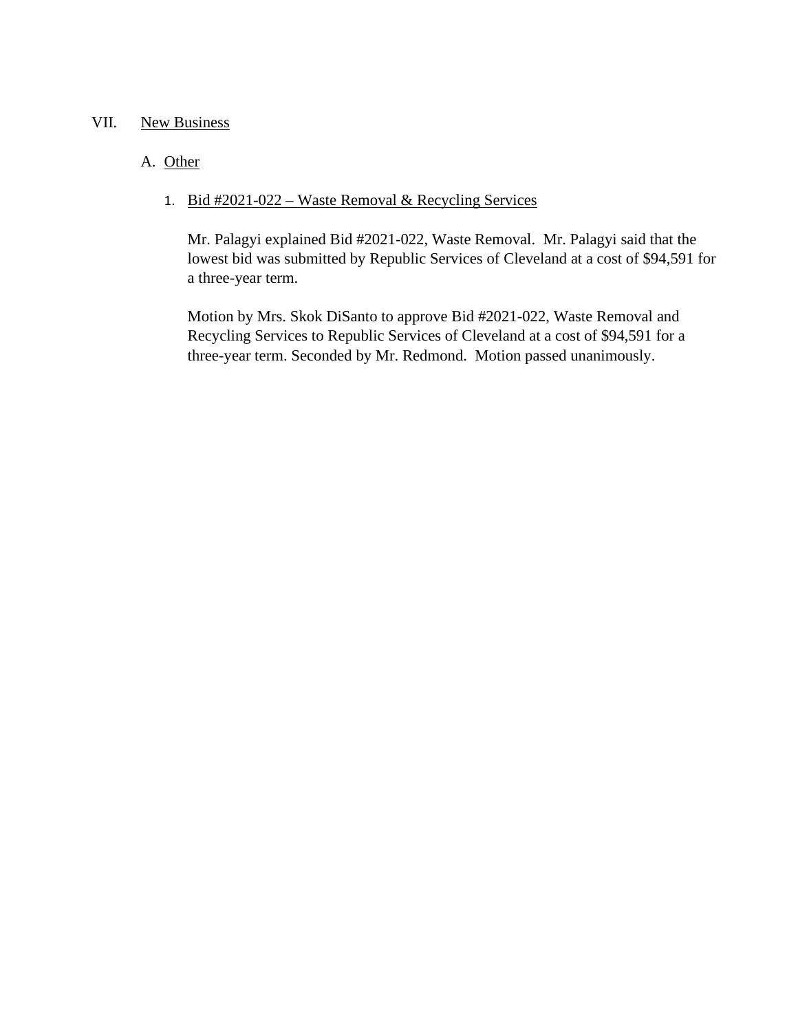VII. New Business

A. Other

1. Bid #2021-022 – Waste Removal & Recycling Services

Mr. Palagyi explained Bid #2021-022, Waste Removal. Mr. Palagyi said that the lowest bid was submitted by Republic Services of Cleveland at a cost of $94,591 for a three-year term.

Motion by Mrs. Skok DiSanto to approve Bid #2021-022, Waste Removal and Recycling Services to Republic Services of Cleveland at a cost of $94,591 for a three-year term. Seconded by Mr. Redmond. Motion passed unanimously.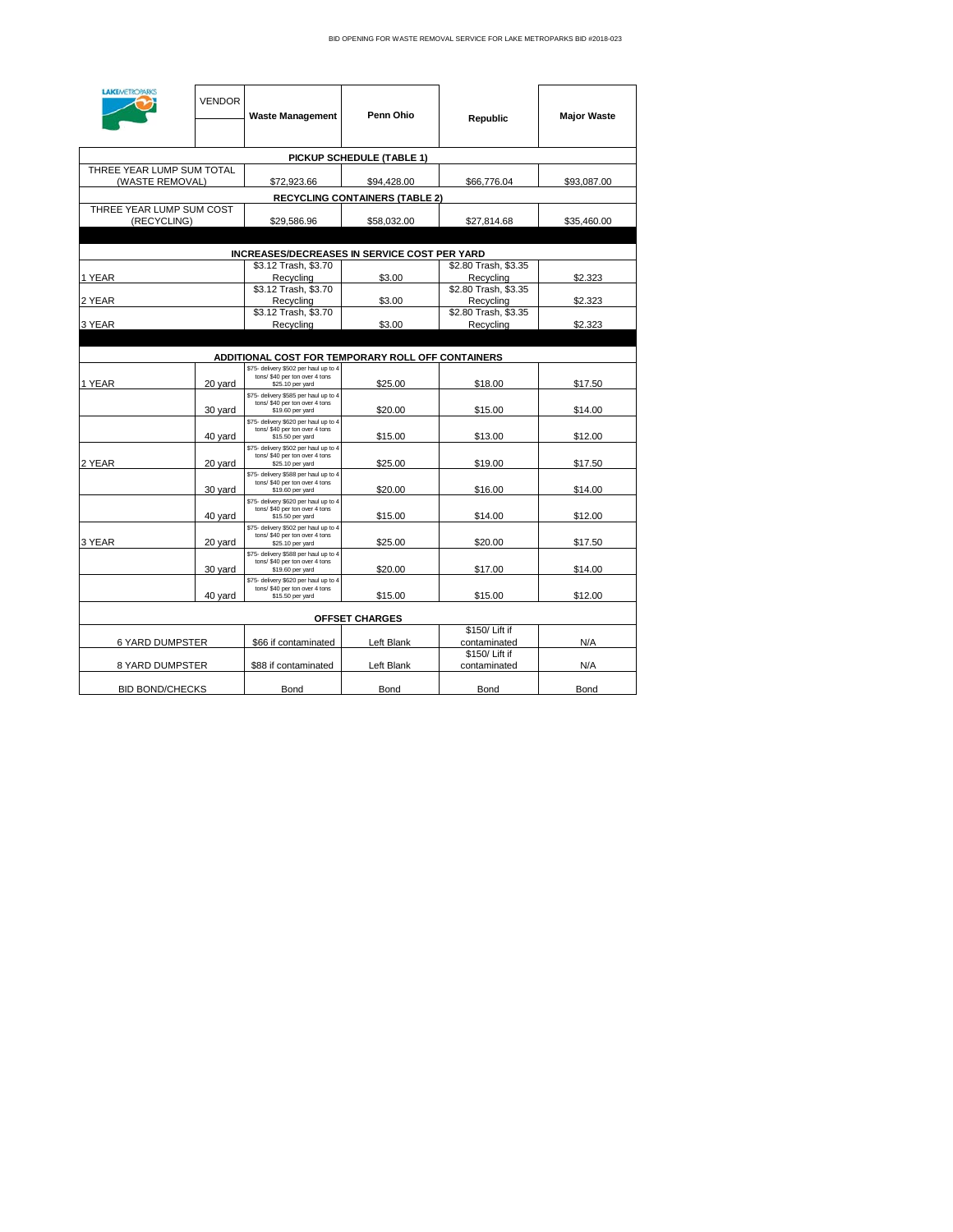BID OPENING FOR WASTE REMOVAL SERVICE FOR LAKE METROPARKS BID #2018-023

| | VENDOR | Waste Management | Penn Ohio | Republic | Major Waste |
|---|---|---|---|---|---|
| **PICKUP SCHEDULE (TABLE 1)** | | | | | |
| THREE YEAR LUMP SUM TOTAL (WASTE REMOVAL) | | $72,923.66 | $94,428.00 | $66,776.04 | $93,087.00 |
| **RECYCLING CONTAINERS (TABLE 2)** | | | | | |
| THREE YEAR LUMP SUM COST (RECYCLING) | | $29,586.96 | $58,032.00 | $27,814.68 | $35,460.00 |
| **INCREASES/DECREASES IN SERVICE COST PER YARD** | | | | | |
| 1 YEAR | | $3.12 Trash, $3.70 Recycling | $3.00 | $2.80 Trash, $3.35 Recycling | $2.323 |
| 2 YEAR | | $3.12 Trash, $3.70 Recycling | $3.00 | $2.80 Trash, $3.35 Recycling | $2.323 |
| 3 YEAR | | $3.12 Trash, $3.70 Recycling | $3.00 | $2.80 Trash, $3.35 Recycling | $2.323 |
| **ADDITIONAL COST FOR TEMPORARY ROLL OFF CONTAINERS** | | | | | |
| 1 YEAR | 20 yard | $75- delivery $502 per haul up to 4 tons/ $40 per ton over 4 tons $25.10 per yard | $25.00 | $18.00 | $17.50 |
| | 30 yard | $75- delivery $585 per haul up to 4 tons/ $40 per ton over 4 tons $19.60 per yard | $20.00 | $15.00 | $14.00 |
| | 40 yard | $75- delivery $620 per haul up to 4 tons/ $40 per ton over 4 tons $15.50 per yard | $15.00 | $13.00 | $12.00 |
| 2 YEAR | 20 yard | $75- delivery $502 per haul up to 4 tons/ $40 per ton over 4 tons $25.10 per yard | $25.00 | $19.00 | $17.50 |
| | 30 yard | $75- delivery $588 per haul up to 4 tons/ $40 per ton over 4 tons $19.60 per yard | $20.00 | $16.00 | $14.00 |
| | 40 yard | $75- delivery $620 per haul up to 4 tons/ $40 per ton over 4 tons $15.50 per yard | $15.00 | $14.00 | $12.00 |
| 3 YEAR | 20 yard | $75- delivery $502 per haul up to 4 tons/ $40 per ton over 4 tons $25.10 per yard | $25.00 | $20.00 | $17.50 |
| | 30 yard | $75- delivery $588 per haul up to 4 tons/ $40 per ton over 4 tons $19.60 per yard | $20.00 | $17.00 | $14.00 |
| | 40 yard | $75- delivery $620 per haul up to 4 tons/ $40 per ton over 4 tons $15.50 per yard | $15.00 | $15.00 | $12.00 |
| **OFFSET CHARGES** | | | | | |
| 6 YARD DUMPSTER | | $66 if contaminated | Left Blank | $150/ Lift if contaminated | N/A |
| 8 YARD DUMPSTER | | $88 if contaminated | Left Blank | $150/ Lift if contaminated | N/A |
| BID BOND/CHECKS | | Bond | Bond | Bond | Bond |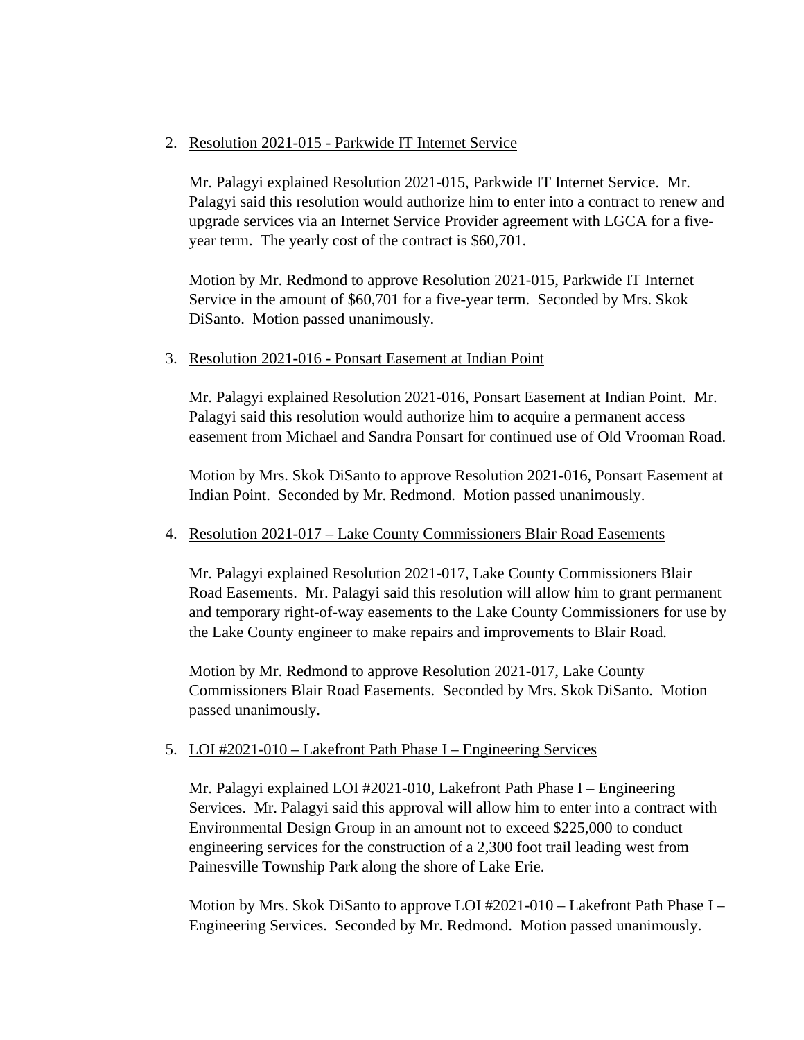2. Resolution 2021-015 - Parkwide IT Internet Service

   Mr. Palagyi explained Resolution 2021-015, Parkwide IT Internet Service. Mr. Palagyi said this resolution would authorize him to enter into a contract to renew and upgrade services via an Internet Service Provider agreement with LGCA for a five-year term. The yearly cost of the contract is $60,701.

   Motion by Mr. Redmond to approve Resolution 2021-015, Parkwide IT Internet Service in the amount of $60,701 for a five-year term. Seconded by Mrs. Skok DiSanto. Motion passed unanimously.

3. Resolution 2021-016 - Ponsart Easement at Indian Point

   Mr. Palagyi explained Resolution 2021-016, Ponsart Easement at Indian Point. Mr. Palagyi said this resolution would authorize him to acquire a permanent access easement from Michael and Sandra Ponsart for continued use of Old Vrooman Road.

   Motion by Mrs. Skok DiSanto to approve Resolution 2021-016, Ponsart Easement at Indian Point. Seconded by Mr. Redmond. Motion passed unanimously.

4. Resolution 2021-017 – Lake County Commissioners Blair Road Easements

   Mr. Palagyi explained Resolution 2021-017, Lake County Commissioners Blair Road Easements. Mr. Palagyi said this resolution will allow him to grant permanent and temporary right-of-way easements to the Lake County Commissioners for use by the Lake County engineer to make repairs and improvements to Blair Road.

   Motion by Mr. Redmond to approve Resolution 2021-017, Lake County Commissioners Blair Road Easements. Seconded by Mrs. Skok DiSanto. Motion passed unanimously.

5. LOI #2021-010 – Lakefront Path Phase I – Engineering Services

   Mr. Palagyi explained LOI #2021-010, Lakefront Path Phase I – Engineering Services. Mr. Palagyi said this approval will allow him to enter into a contract with Environmental Design Group in an amount not to exceed $225,000 to conduct engineering services for the construction of a 2,300 foot trail leading west from Painesville Township Park along the shore of Lake Erie.

   Motion by Mrs. Skok DiSanto to approve LOI #2021-010 – Lakefront Path Phase I – Engineering Services. Seconded by Mr. Redmond. Motion passed unanimously.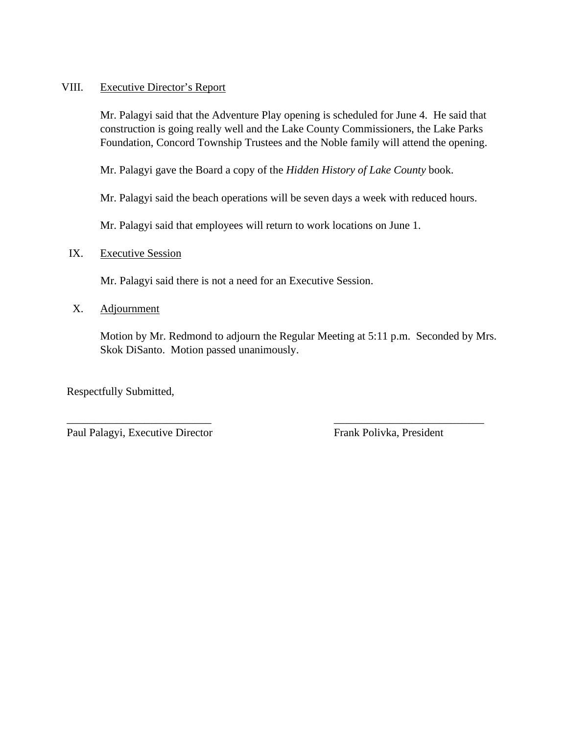## VIII. Executive Director's Report

Mr. Palagyi said that the Adventure Play opening is scheduled for June 4. He said that construction is going really well and the Lake County Commissioners, the Lake Parks Foundation, Concord Township Trustees and the Noble family will attend the opening.

Mr. Palagyi gave the Board a copy of the *Hidden History of Lake County* book.

Mr. Palagyi said the beach operations will be seven days a week with reduced hours.

Mr. Palagyi said that employees will return to work locations on June 1.

## IX. Executive Session

Mr. Palagyi said there is not a need for an Executive Session.

## X. Adjournment

Motion by Mr. Redmond to adjourn the Regular Meeting at 5:11 p.m. Seconded by Mrs. Skok DiSanto. Motion passed unanimously.

Respectfully Submitted,

| | |
|---|---|
| ___________________________ | ___________________________ |
| Paul Palagyi, Executive Director | Frank Polivka, President |